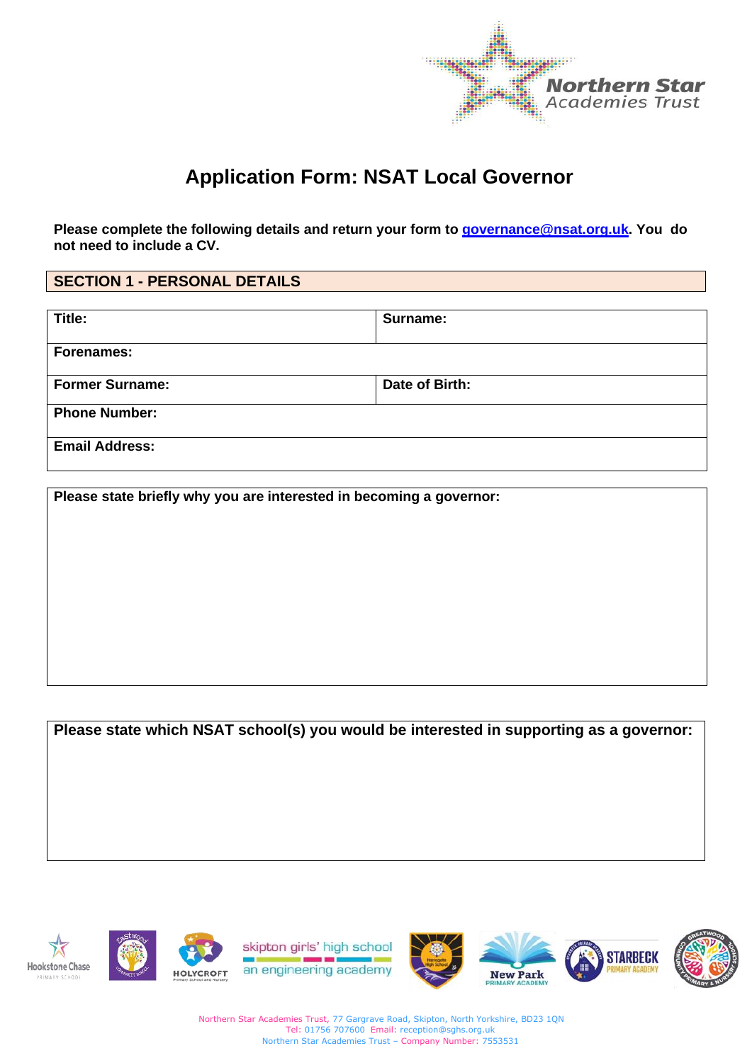Northern Star Academies Trust

# Application Form: NSAT Local Governor

**Please complete the following details and return your form to governance@nsat.org.uk. You do not need to include a CV.**

## SECTION 1 - PERSONAL DETAILS

| | |
|---|---|
| **Title:** | **Surname:** |
| **Forenames:** | |
| **Former Surname:** | **Date of Birth:** |
| **Phone Number:** | |
| **Email Address:** | |

**Please state briefly why you are interested in becoming a governor:**

**Please state which NSAT school(s) you would be interested in supporting as a governor:**

Northern Star Academies Trust, 77 Gargrave Road, Skipton, North Yorkshire, BD23 1QN
Tel: 01756 707600 Email: reception@sghs.org.uk
Northern Star Academies Trust – Company Number: 7553531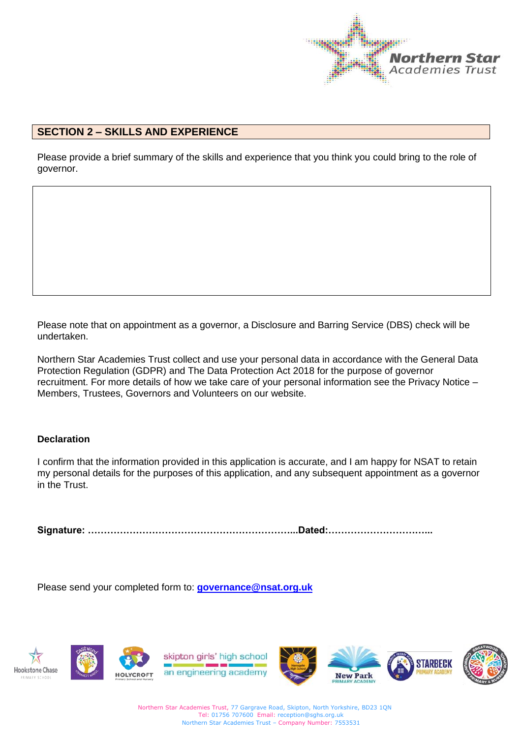## SECTION 2 – SKILLS AND EXPERIENCE

Please provide a brief summary of the skills and experience that you think you could bring to the role of governor.

| |
|---|
| |

Please note that on appointment as a governor, a Disclosure and Barring Service (DBS) check will be undertaken.

Northern Star Academies Trust collect and use your personal data in accordance with the General Data Protection Regulation (GDPR) and The Data Protection Act 2018 for the purpose of governor recruitment. For more details of how we take care of your personal information see the Privacy Notice – Members, Trustees, Governors and Volunteers on our website.

**Declaration**

I confirm that the information provided in this application is accurate, and I am happy for NSAT to retain my personal details for the purposes of this application, and any subsequent appointment as a governor in the Trust.

**Signature: ………………………………………………………...Dated:…………………………..**

Please send your completed form to: **governance@nsat.org.uk**

Northern Star Academies Trust, 77 Gargrave Road, Skipton, North Yorkshire, BD23 1QN
Tel: 01756 707600 Email: reception@sghs.org.uk
Northern Star Academies Trust – Company Number: 7553531